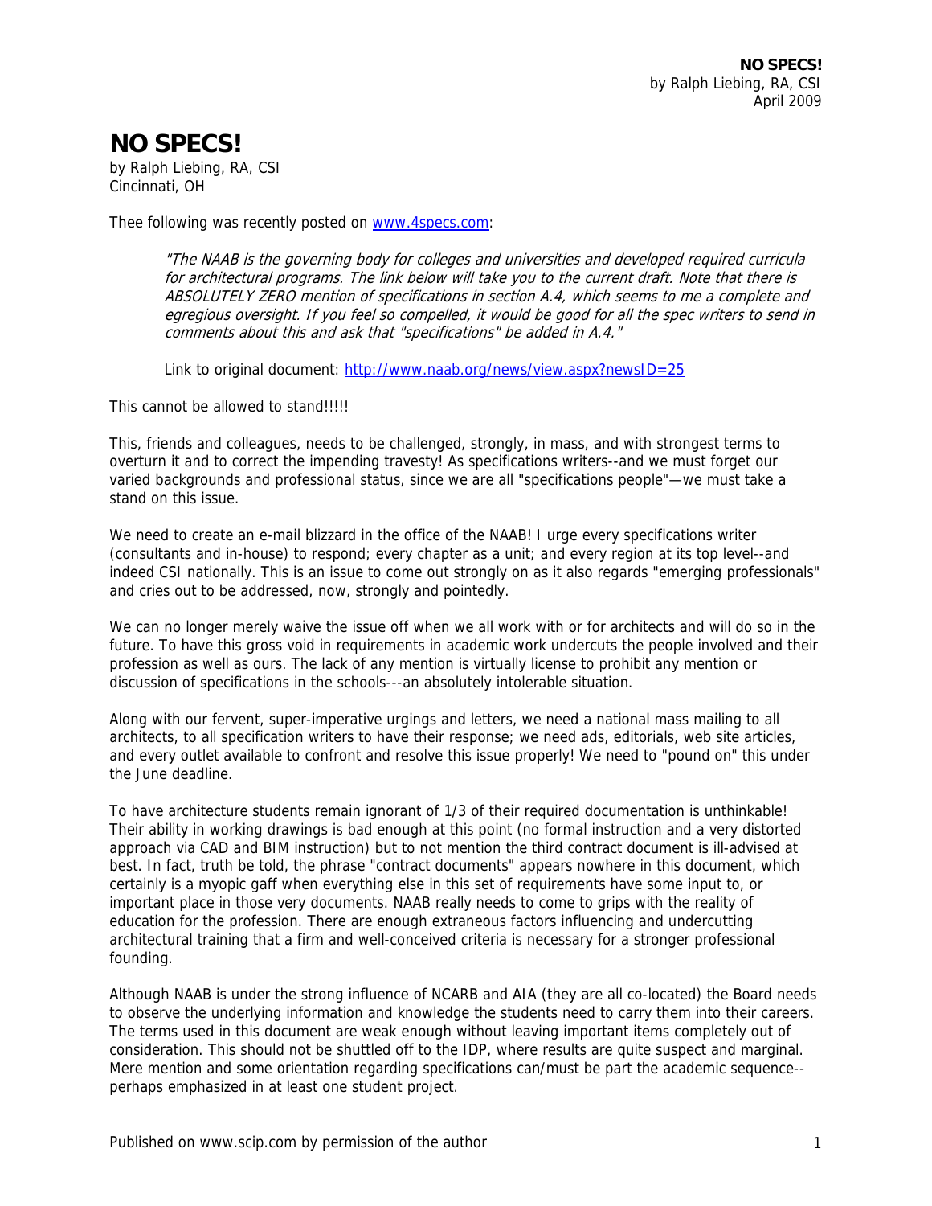# NO SPECS!

by Ralph Liebing, RA, CSI
Cincinnati, OH

Thee following was recently posted on [www.4specs.com](http://www.4specs.com):

> *"The NAAB is the governing body for colleges and universities and developed required curricula for architectural programs. The link below will take you to the current draft. Note that there is ABSOLUTELY ZERO mention of specifications in section A.4, which seems to me a complete and egregious oversight. If you feel so compelled, it would be good for all the spec writers to send in comments about this and ask that "specifications" be added in A.4."*
>
> Link to original document: [http://www.naab.org/news/view.aspx?newsID=25](http://www.naab.org/news/view.aspx?newsID=25)

This cannot be allowed to stand!!!!!

This, friends and colleagues, needs to be challenged, strongly, in mass, and with strongest terms to overturn it and to correct the impending travesty! As specifications writers--and we must forget our varied backgrounds and professional status, since we are all "specifications people"—we must take a stand on this issue.

We need to create an e-mail blizzard in the office of the NAAB! I urge every specifications writer (consultants and in-house) to respond; every chapter as a unit; and every region at its top level--and indeed CSI nationally. This is an issue to come out strongly on as it also regards "emerging professionals" and cries out to be addressed, now, strongly and pointedly.

We can no longer merely waive the issue off when we all work with or for architects and will do so in the future. To have this gross void in requirements in academic work undercuts the people involved and their profession as well as ours. The lack of any mention is virtually license to prohibit any mention or discussion of specifications in the schools---an absolutely intolerable situation.

Along with our fervent, super-imperative urgings and letters, we need a national mass mailing to all architects, to all specification writers to have their response; we need ads, editorials, web site articles, and every outlet available to confront and resolve this issue properly! We need to "pound on" this under the June deadline.

To have architecture students remain ignorant of 1/3 of their required documentation is unthinkable! Their ability in working drawings is bad enough at this point (no formal instruction and a very distorted approach via CAD and BIM instruction) but to not mention the third contract document is ill-advised at best. In fact, truth be told, the phrase "contract documents" appears nowhere in this document, which certainly is a myopic gaff when everything else in this set of requirements have some input to, or important place in those very documents. NAAB really needs to come to grips with the reality of education for the profession. There are enough extraneous factors influencing and undercutting architectural training that a firm and well-conceived criteria is necessary for a stronger professional founding.

Although NAAB is under the strong influence of NCARB and AIA (they are all co-located) the Board needs to observe the underlying information and knowledge the students need to carry them into their careers. The terms used in this document are weak enough without leaving important items completely out of consideration. This should not be shuttled off to the IDP, where results are quite suspect and marginal. Mere mention and some orientation regarding specifications can/must be part the academic sequence--perhaps emphasized in at least one student project.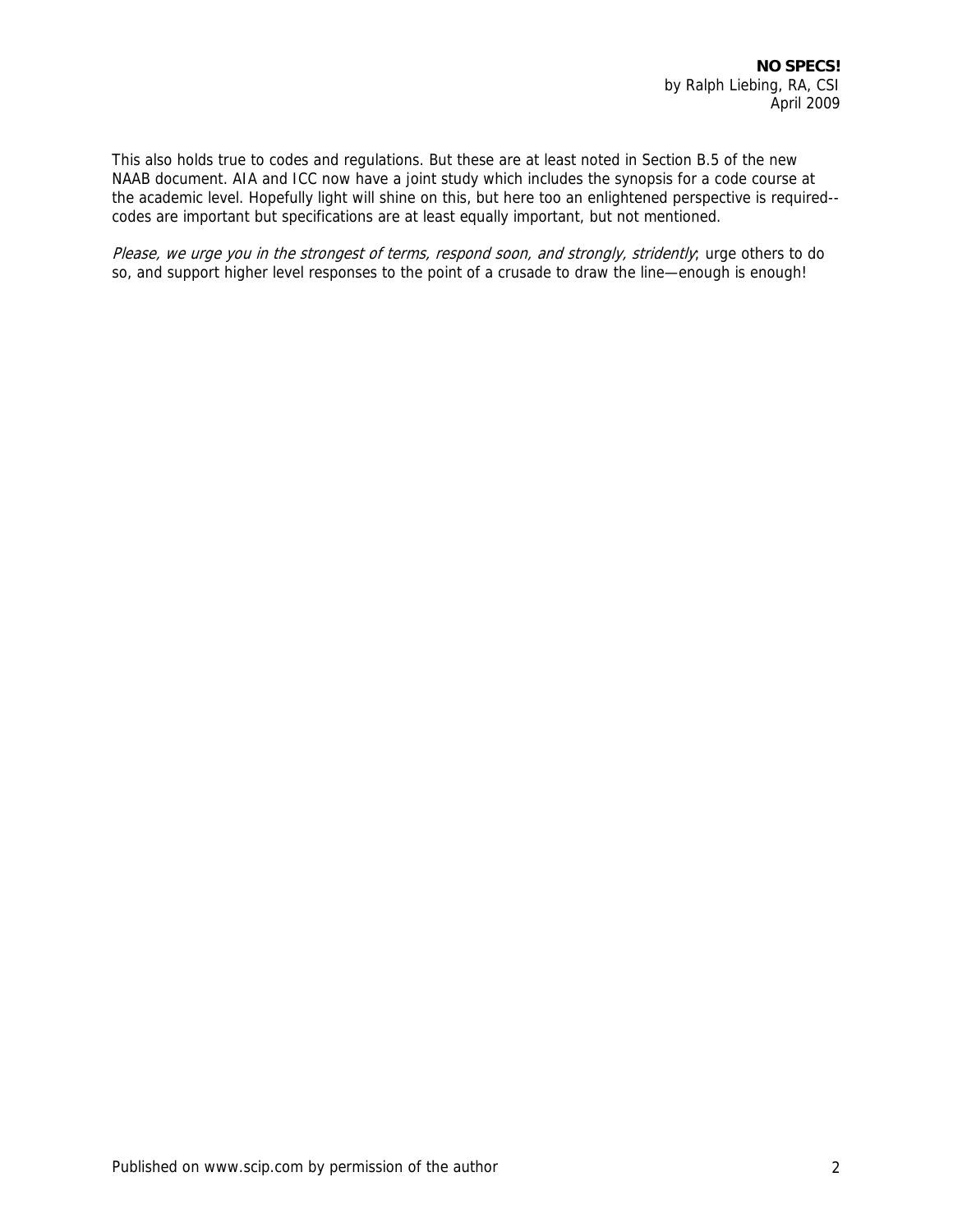This also holds true to codes and regulations. But these are at least noted in Section B.5 of the new NAAB document. AIA and ICC now have a joint study which includes the synopsis for a code course at the academic level. Hopefully light will shine on this, but here too an enlightened perspective is required--codes are important but specifications are at least equally important, but not mentioned.

*Please, we urge you in the strongest of terms, respond soon, and strongly, stridently*; urge others to do so, and support higher level responses to the point of a crusade to draw the line—enough is enough!